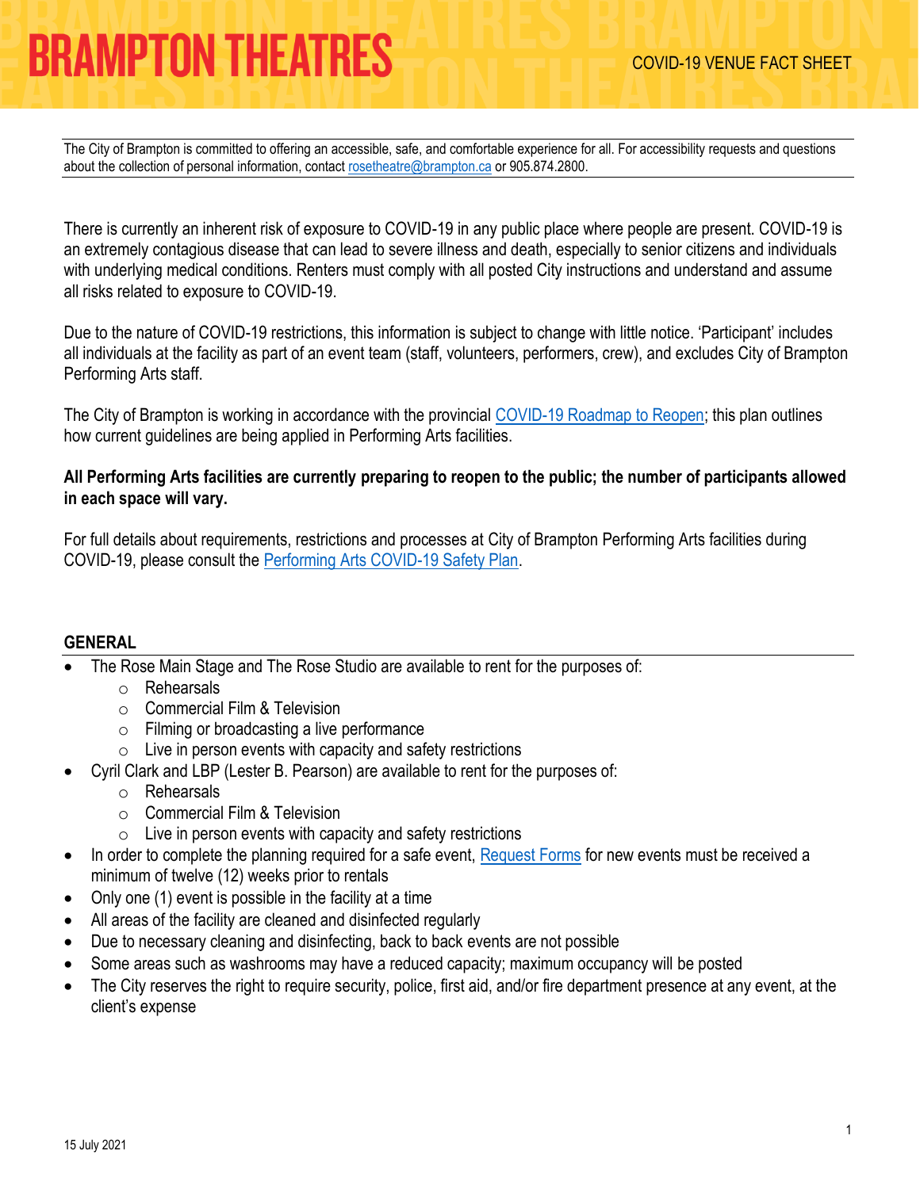# BRAMPTON THEATRES

COVID-19 VENUE FACT SHEET

The City of Brampton is committed to offering an accessible, safe, and comfortable experience for all. For accessibility requests and questions about the collection of personal information, contact rosetheatre@brampton.ca or 905.874.2800.

There is currently an inherent risk of exposure to COVID-19 in any public place where people are present. COVID-19 is an extremely contagious disease that can lead to severe illness and death, especially to senior citizens and individuals with underlying medical conditions. Renters must comply with all posted City instructions and understand and assume all risks related to exposure to COVID-19.

Due to the nature of COVID-19 restrictions, this information is subject to change with little notice. 'Participant' includes all individuals at the facility as part of an event team (staff, volunteers, performers, crew), and excludes City of Brampton Performing Arts staff.

The City of Brampton is working in accordance with the provincial COVID-19 Roadmap to Reopen; this plan outlines how current guidelines are being applied in Performing Arts facilities.

**All Performing Arts facilities are currently preparing to reopen to the public; the number of participants allowed in each space will vary.**

For full details about requirements, restrictions and processes at City of Brampton Performing Arts facilities during COVID-19, please consult the Performing Arts COVID-19 Safety Plan.

## GENERAL

- The Rose Main Stage and The Rose Studio are available to rent for the purposes of:
  - Rehearsals
  - Commercial Film & Television
  - Filming or broadcasting a live performance
  - Live in person events with capacity and safety restrictions
- Cyril Clark and LBP (Lester B. Pearson) are available to rent for the purposes of:
  - Rehearsals
  - Commercial Film & Television
  - Live in person events with capacity and safety restrictions
- In order to complete the planning required for a safe event, Request Forms for new events must be received a minimum of twelve (12) weeks prior to rentals
- Only one (1) event is possible in the facility at a time
- All areas of the facility are cleaned and disinfected regularly
- Due to necessary cleaning and disinfecting, back to back events are not possible
- Some areas such as washrooms may have a reduced capacity; maximum occupancy will be posted
- The City reserves the right to require security, police, first aid, and/or fire department presence at any event, at the client's expense

15 July 2021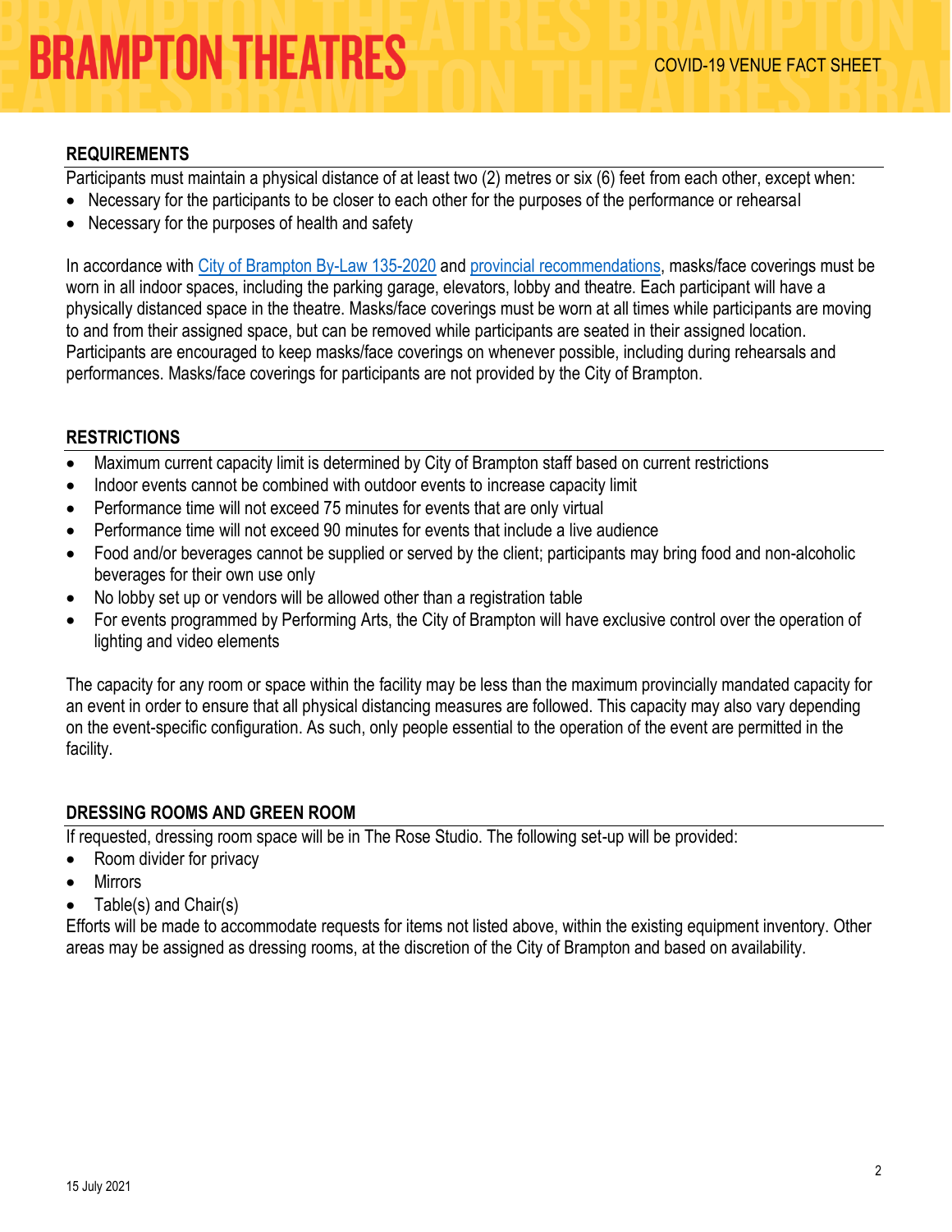## REQUIREMENTS

Participants must maintain a physical distance of at least two (2) metres or six (6) feet from each other, except when:

- Necessary for the participants to be closer to each other for the purposes of the performance or rehearsal
- Necessary for the purposes of health and safety

In accordance with City of Brampton By-Law 135-2020 and provincial recommendations, masks/face coverings must be worn in all indoor spaces, including the parking garage, elevators, lobby and theatre. Each participant will have a physically distanced space in the theatre. Masks/face coverings must be worn at all times while participants are moving to and from their assigned space, but can be removed while participants are seated in their assigned location. Participants are encouraged to keep masks/face coverings on whenever possible, including during rehearsals and performances. Masks/face coverings for participants are not provided by the City of Brampton.

## RESTRICTIONS

- Maximum current capacity limit is determined by City of Brampton staff based on current restrictions
- Indoor events cannot be combined with outdoor events to increase capacity limit
- Performance time will not exceed 75 minutes for events that are only virtual
- Performance time will not exceed 90 minutes for events that include a live audience
- Food and/or beverages cannot be supplied or served by the client; participants may bring food and non-alcoholic beverages for their own use only
- No lobby set up or vendors will be allowed other than a registration table
- For events programmed by Performing Arts, the City of Brampton will have exclusive control over the operation of lighting and video elements

The capacity for any room or space within the facility may be less than the maximum provincially mandated capacity for an event in order to ensure that all physical distancing measures are followed. This capacity may also vary depending on the event-specific configuration. As such, only people essential to the operation of the event are permitted in the facility.

## DRESSING ROOMS AND GREEN ROOM

If requested, dressing room space will be in The Rose Studio. The following set-up will be provided:

- Room divider for privacy
- Mirrors
- Table(s) and Chair(s)

Efforts will be made to accommodate requests for items not listed above, within the existing equipment inventory. Other areas may be assigned as dressing rooms, at the discretion of the City of Brampton and based on availability.

15 July 2021